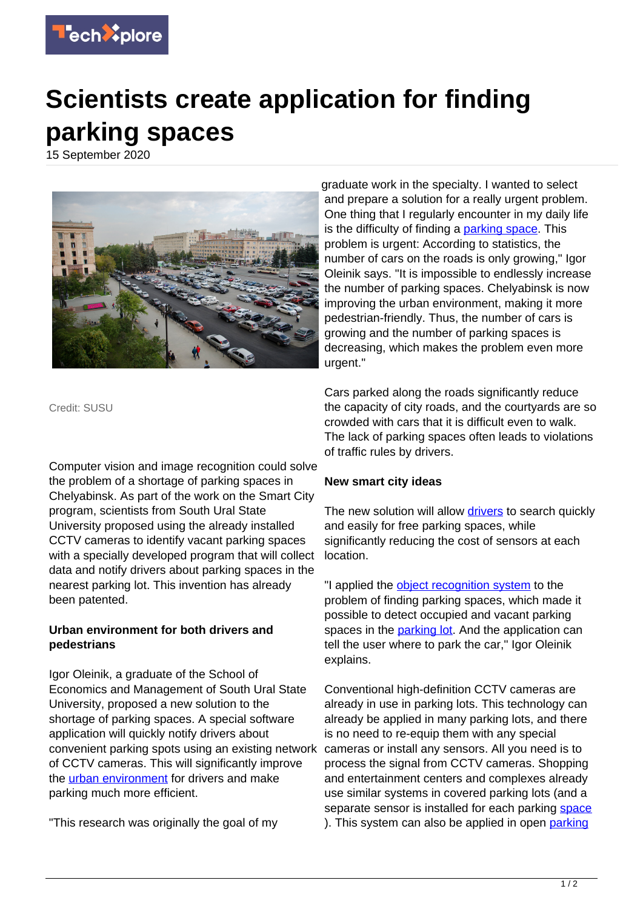# Scientists create application for finding parking spaces

15 September 2020

Credit: SUSU

Computer vision and image recognition could solve the problem of a shortage of parking spaces in Chelyabinsk. As part of the work on the Smart City program, scientists from South Ural State University proposed using the already installed CCTV cameras to identify vacant parking spaces with a specially developed program that will collect data and notify drivers about parking spaces in the nearest parking lot. This invention has already been patented.

**Urban environment for both drivers and pedestrians**

Igor Oleinik, a graduate of the School of Economics and Management of South Ural State University, proposed a new solution to the shortage of parking spaces. A special software application will quickly notify drivers about convenient parking spots using an existing network of CCTV cameras. This will significantly improve the urban environment for drivers and make parking much more efficient.

"This research was originally the goal of my graduate work in the specialty. I wanted to select and prepare a solution for a really urgent problem. One thing that I regularly encounter in my daily life is the difficulty of finding a parking space. This problem is urgent: According to statistics, the number of cars on the roads is only growing," Igor Oleinik says. "It is impossible to endlessly increase the number of parking spaces. Chelyabinsk is now improving the urban environment, making it more pedestrian-friendly. Thus, the number of cars is growing and the number of parking spaces is decreasing, which makes the problem even more urgent."

Cars parked along the roads significantly reduce the capacity of city roads, and the courtyards are so crowded with cars that it is difficult even to walk. The lack of parking spaces often leads to violations of traffic rules by drivers.

**New smart city ideas**

The new solution will allow drivers to search quickly and easily for free parking spaces, while significantly reducing the cost of sensors at each location.

"I applied the object recognition system to the problem of finding parking spaces, which made it possible to detect occupied and vacant parking spaces in the parking lot. And the application can tell the user where to park the car," Igor Oleinik explains.

Conventional high-definition CCTV cameras are already in use in parking lots. This technology can already be applied in many parking lots, and there is no need to re-equip them with any special cameras or install any sensors. All you need is to process the signal from CCTV cameras. Shopping and entertainment centers and complexes already use similar systems in covered parking lots (and a separate sensor is installed for each parking space). This system can also be applied in open parking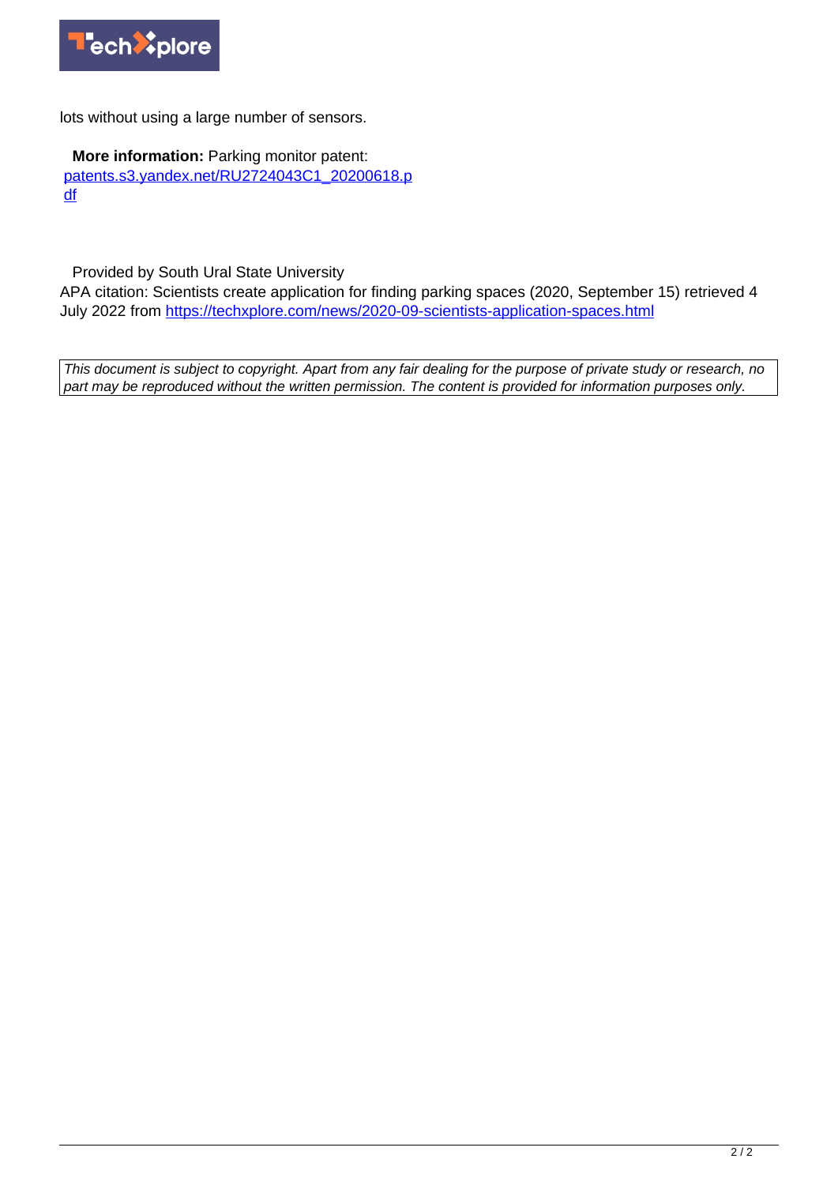lots without using a large number of sensors.

**More information:** Parking monitor patent: patents.s3.yandex.net/RU2724043C1_20200618.pdf

Provided by South Ural State University

APA citation: Scientists create application for finding parking spaces (2020, September 15) retrieved 4 July 2022 from https://techxplore.com/news/2020-09-scientists-application-spaces.html

*This document is subject to copyright. Apart from any fair dealing for the purpose of private study or research, no part may be reproduced without the written permission. The content is provided for information purposes only.*